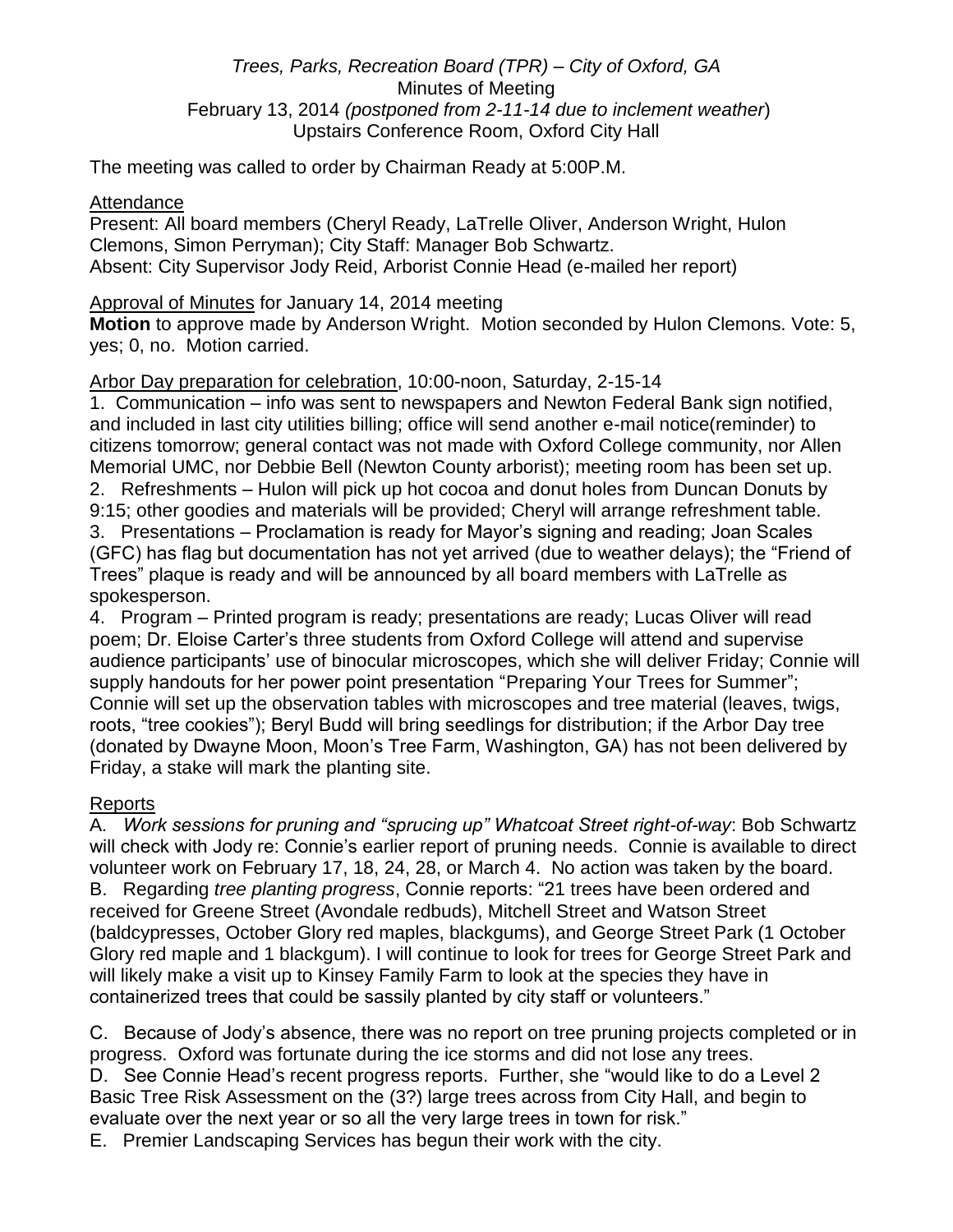*Trees, Parks, Recreation Board (TPR) – City of Oxford, GA*
Minutes of Meeting
February 13, 2014 *(postponed from 2-11-14 due to inclement weather*)
Upstairs Conference Room, Oxford City Hall

The meeting was called to order by Chairman Ready at 5:00P.M.

Attendance

Present: All board members (Cheryl Ready, LaTrelle Oliver, Anderson Wright, Hulon Clemons, Simon Perryman); City Staff: Manager Bob Schwartz.
Absent: City Supervisor Jody Reid, Arborist Connie Head (e-mailed her report)

Approval of Minutes for January 14, 2014 meeting

**Motion** to approve made by Anderson Wright. Motion seconded by Hulon Clemons. Vote: 5, yes; 0, no. Motion carried.

Arbor Day preparation for celebration, 10:00-noon, Saturday, 2-15-14

1. Communication – info was sent to newspapers and Newton Federal Bank sign notified, and included in last city utilities billing; office will send another e-mail notice(reminder) to citizens tomorrow; general contact was not made with Oxford College community, nor Allen Memorial UMC, nor Debbie Bell (Newton County arborist); meeting room has been set up.
2. Refreshments – Hulon will pick up hot cocoa and donut holes from Duncan Donuts by 9:15; other goodies and materials will be provided; Cheryl will arrange refreshment table.
3. Presentations – Proclamation is ready for Mayor's signing and reading; Joan Scales (GFC) has flag but documentation has not yet arrived (due to weather delays); the "Friend of Trees" plaque is ready and will be announced by all board members with LaTrelle as spokesperson.
4. Program – Printed program is ready; presentations are ready; Lucas Oliver will read poem; Dr. Eloise Carter's three students from Oxford College will attend and supervise audience participants' use of binocular microscopes, which she will deliver Friday; Connie will supply handouts for her power point presentation "Preparing Your Trees for Summer"; Connie will set up the observation tables with microscopes and tree material (leaves, twigs, roots, "tree cookies"); Beryl Budd will bring seedlings for distribution; if the Arbor Day tree (donated by Dwayne Moon, Moon's Tree Farm, Washington, GA) has not been delivered by Friday, a stake will mark the planting site.

Reports

A. *Work sessions for pruning and "sprucing up" Whatcoat Street right-of-way*: Bob Schwartz will check with Jody re: Connie's earlier report of pruning needs. Connie is available to direct volunteer work on February 17, 18, 24, 28, or March 4. No action was taken by the board.
B. Regarding *tree planting progress*, Connie reports: "21 trees have been ordered and received for Greene Street (Avondale redbuds), Mitchell Street and Watson Street (baldcypresses, October Glory red maples, blackgums), and George Street Park (1 October Glory red maple and 1 blackgum). I will continue to look for trees for George Street Park and will likely make a visit up to Kinsey Family Farm to look at the species they have in containerized trees that could be sassily planted by city staff or volunteers."

C. Because of Jody's absence, there was no report on tree pruning projects completed or in progress. Oxford was fortunate during the ice storms and did not lose any trees.
D. See Connie Head's recent progress reports. Further, she "would like to do a Level 2 Basic Tree Risk Assessment on the (3?) large trees across from City Hall, and begin to evaluate over the next year or so all the very large trees in town for risk."
E. Premier Landscaping Services has begun their work with the city.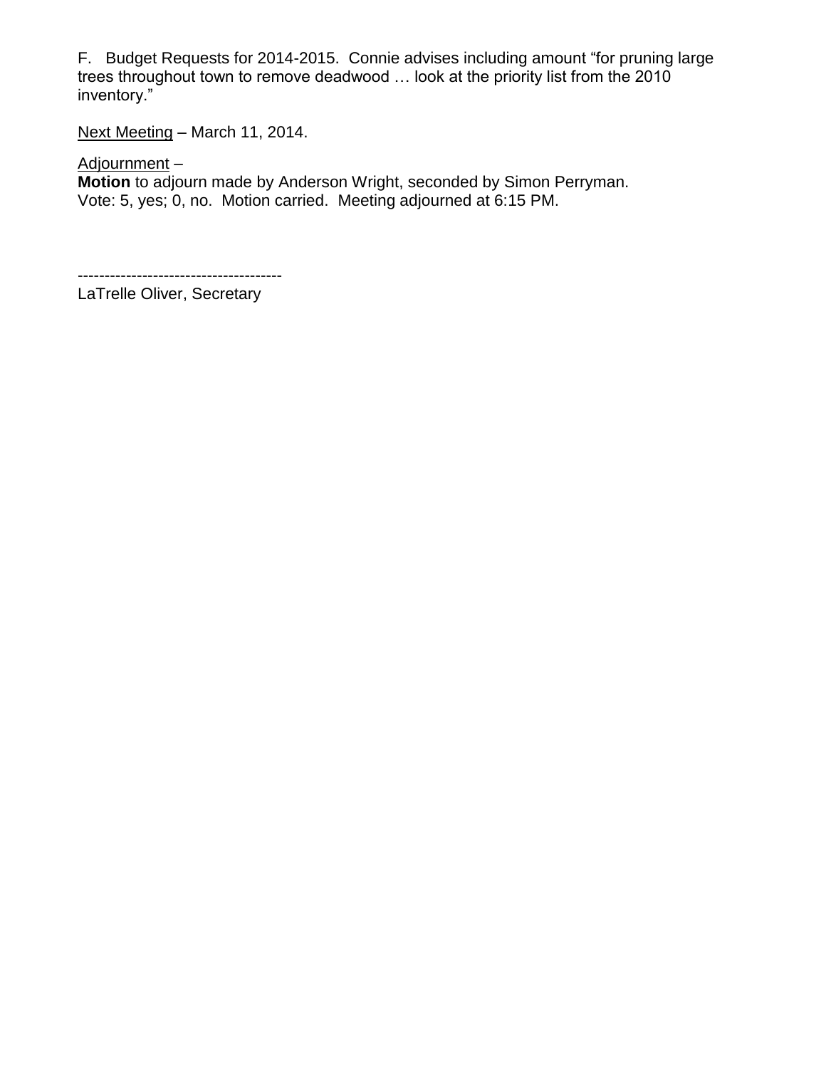F. Budget Requests for 2014-2015. Connie advises including amount "for pruning large trees throughout town to remove deadwood … look at the priority list from the 2010 inventory."

<u>Next Meeting</u> – March 11, 2014.

<u>Adjournment</u> –
**Motion** to adjourn made by Anderson Wright, seconded by Simon Perryman.
Vote: 5, yes; 0, no. Motion carried. Meeting adjourned at 6:15 PM.

--------------------------------------
LaTrelle Oliver, Secretary